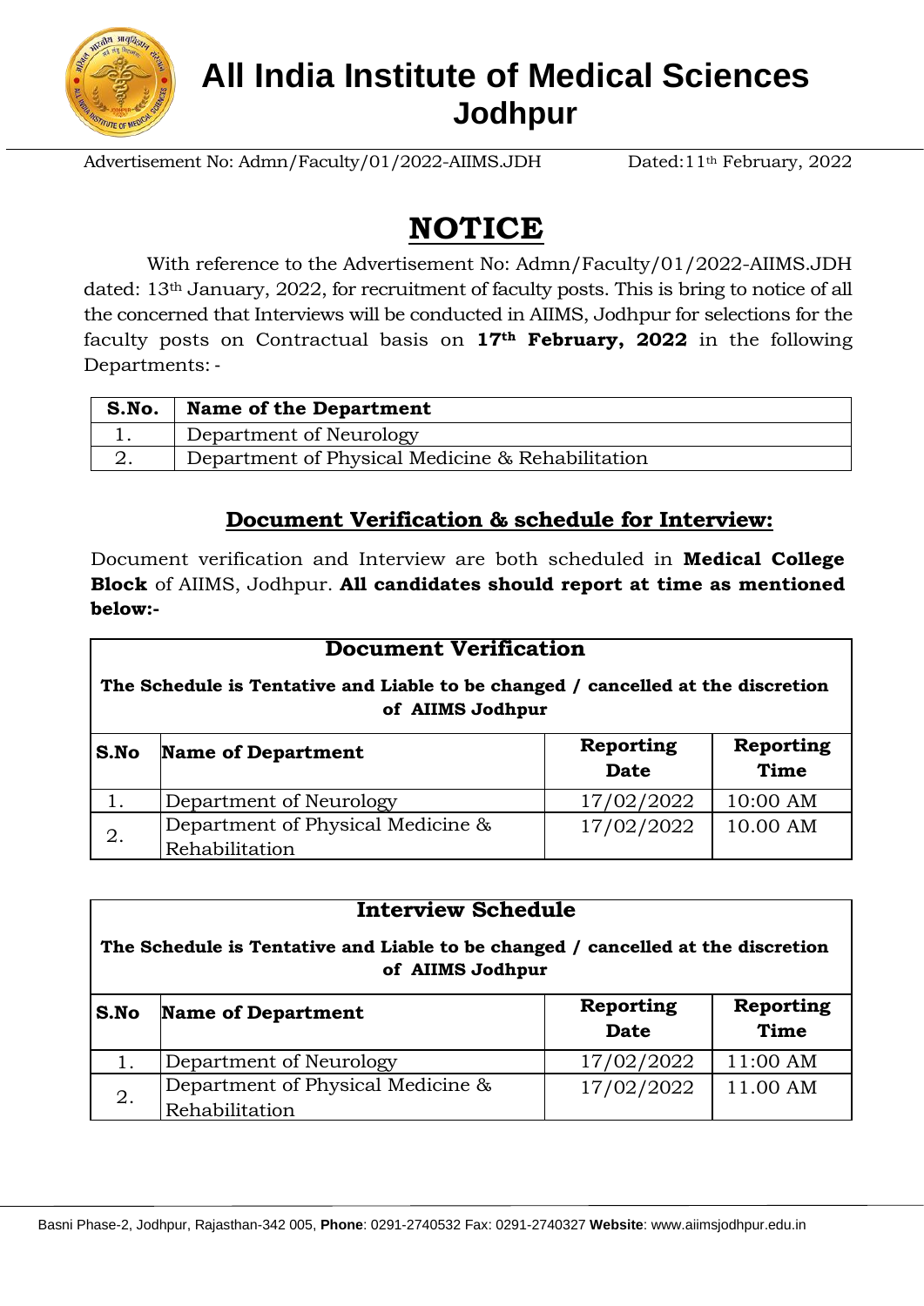# All India Institute of Medical Sciences Jodhpur

Advertisement No: Admn/Faculty/01/2022-AIIMS.JDH Dated:11th February, 2022

## NOTICE

With reference to the Advertisement No: Admn/Faculty/01/2022-AIIMS.JDH dated: 13th January, 2022, for recruitment of faculty posts. This is bring to notice of all the concerned that Interviews will be conducted in AIIMS, Jodhpur for selections for the faculty posts on Contractual basis on **17th February, 2022** in the following Departments: -

| S.No. | Name of the Department |
|---|---|
| 1. | Department of Neurology |
| 2. | Department of Physical Medicine & Rehabilitation |

### Document Verification & schedule for Interview:

Document verification and Interview are both scheduled in **Medical College Block** of AIIMS, Jodhpur. **All candidates should report at time as mentioned below:-**

**Document Verification**

**The Schedule is Tentative and Liable to be changed / cancelled at the discretion of AIIMS Jodhpur**

| S.No | Name of Department | Reporting Date | Reporting Time |
|---|---|---|---|
| 1. | Department of Neurology | 17/02/2022 | 10:00 AM |
| 2. | Department of Physical Medicine & Rehabilitation | 17/02/2022 | 10.00 AM |

**Interview Schedule**

**The Schedule is Tentative and Liable to be changed / cancelled at the discretion of AIIMS Jodhpur**

| S.No | Name of Department | Reporting Date | Reporting Time |
|---|---|---|---|
| 1. | Department of Neurology | 17/02/2022 | 11:00 AM |
| 2. | Department of Physical Medicine & Rehabilitation | 17/02/2022 | 11.00 AM |

Basni Phase-2, Jodhpur, Rajasthan-342 005, **Phone**: 0291-2740532 Fax: 0291-2740327 **Website**: www.aiimsjodhpur.edu.in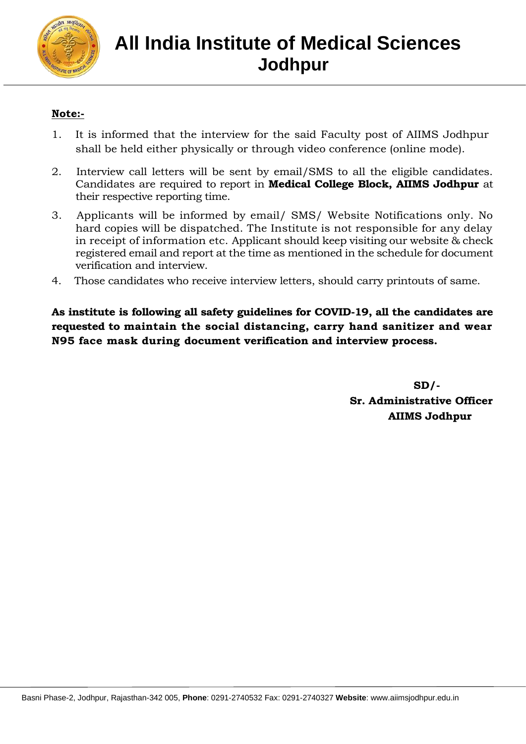# All India Institute of Medical Sciences Jodhpur

**Note:-**

1. It is informed that the interview for the said Faculty post of AIIMS Jodhpur shall be held either physically or through video conference (online mode).
2. Interview call letters will be sent by email/SMS to all the eligible candidates. Candidates are required to report in **Medical College Block, AIIMS Jodhpur** at their respective reporting time.
3. Applicants will be informed by email/ SMS/ Website Notifications only. No hard copies will be dispatched. The Institute is not responsible for any delay in receipt of information etc. Applicant should keep visiting our website & check registered email and report at the time as mentioned in the schedule for document verification and interview.
4. Those candidates who receive interview letters, should carry printouts of same.

**As institute is following all safety guidelines for COVID-19, all the candidates are requested to maintain the social distancing, carry hand sanitizer and wear N95 face mask during document verification and interview process.**

**SD/-**
**Sr. Administrative Officer**
**AIIMS Jodhpur**

Basni Phase-2, Jodhpur, Rajasthan-342 005, **Phone**: 0291-2740532 Fax: 0291-2740327 **Website**: www.aiimsjodhpur.edu.in